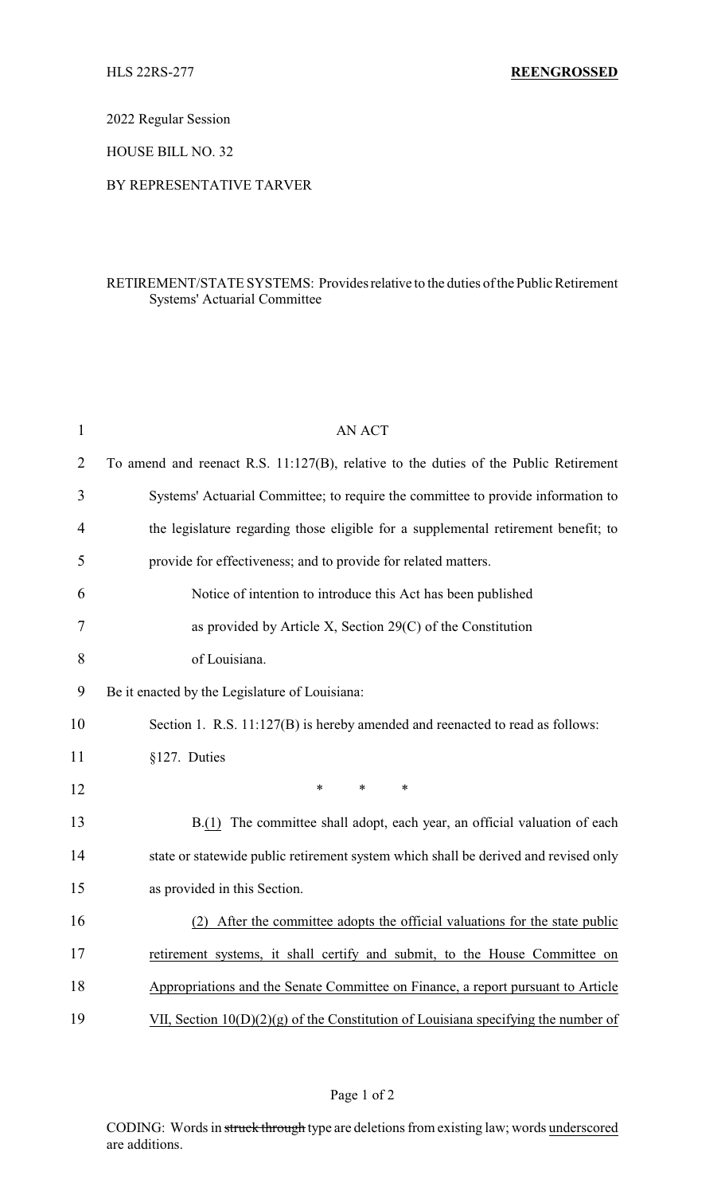HLS 22RS-277 **REENGROSSED**

2022 Regular Session

HOUSE BILL NO. 32

BY REPRESENTATIVE TARVER

RETIREMENT/STATE SYSTEMS: Provides relative to the duties of the Public Retirement Systems' Actuarial Committee

AN ACT

To amend and reenact R.S. 11:127(B), relative to the duties of the Public Retirement Systems' Actuarial Committee; to require the committee to provide information to the legislature regarding those eligible for a supplemental retirement benefit; to provide for effectiveness; and to provide for related matters.

Notice of intention to introduce this Act has been published as provided by Article X, Section 29(C) of the Constitution of Louisiana.

Be it enacted by the Legislature of Louisiana:

Section 1. R.S. 11:127(B) is hereby amended and reenacted to read as follows:

§127. Duties

\* \* \*

B.(1) The committee shall adopt, each year, an official valuation of each state or statewide public retirement system which shall be derived and revised only as provided in this Section.

(2) After the committee adopts the official valuations for the state public retirement systems, it shall certify and submit, to the House Committee on Appropriations and the Senate Committee on Finance, a report pursuant to Article VII, Section 10(D)(2)(g) of the Constitution of Louisiana specifying the number of

CODING: Words in ~~struck through~~ type are deletions from existing law; words underscored are additions.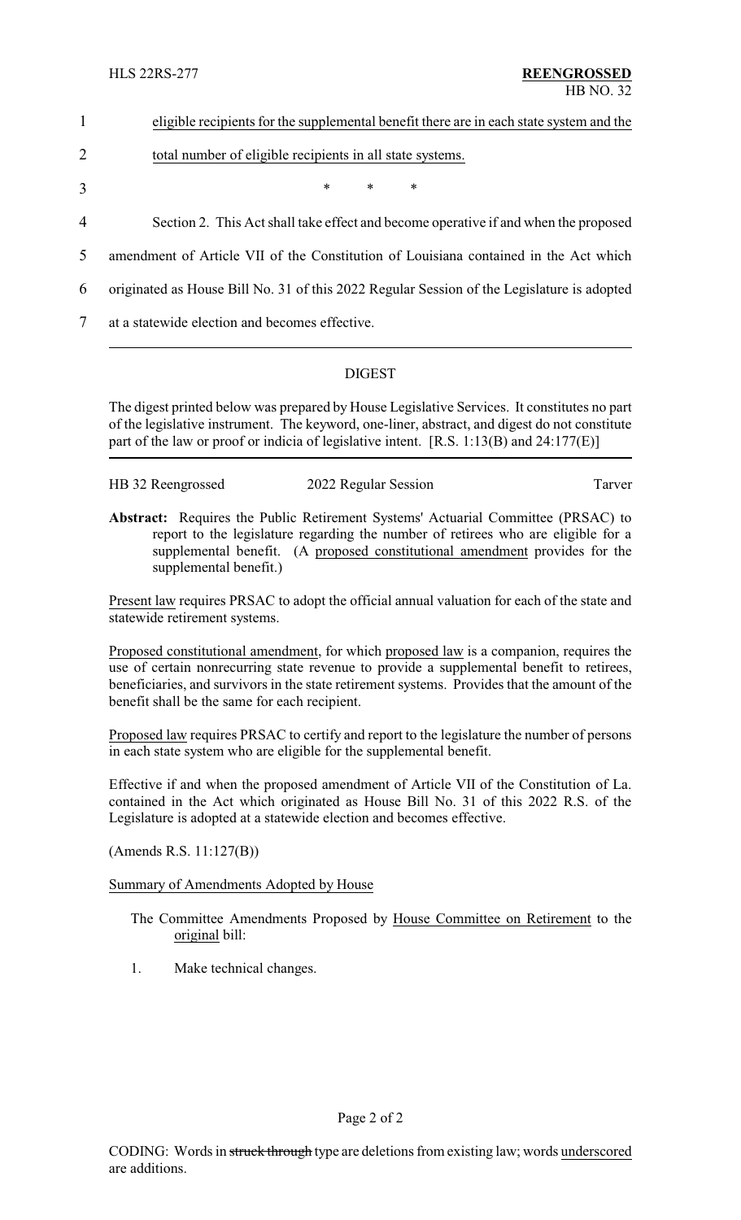eligible recipients for the supplemental benefit there are in each state system and the total number of eligible recipients in all state systems.

\* \* \*

Section 2. This Act shall take effect and become operative if and when the proposed amendment of Article VII of the Constitution of Louisiana contained in the Act which originated as House Bill No. 31 of this 2022 Regular Session of the Legislature is adopted at a statewide election and becomes effective.

---

## DIGEST

The digest printed below was prepared by House Legislative Services. It constitutes no part of the legislative instrument. The keyword, one-liner, abstract, and digest do not constitute part of the law or proof or indicia of legislative intent. [R.S. 1:13(B) and 24:177(E)]

HB 32 Reengrossed | 2022 Regular Session | Tarver

**Abstract:** Requires the Public Retirement Systems' Actuarial Committee (PRSAC) to report to the legislature regarding the number of retirees who are eligible for a supplemental benefit. (A proposed constitutional amendment provides for the supplemental benefit.)

Present law requires PRSAC to adopt the official annual valuation for each of the state and statewide retirement systems.

Proposed constitutional amendment, for which proposed law is a companion, requires the use of certain nonrecurring state revenue to provide a supplemental benefit to retirees, beneficiaries, and survivors in the state retirement systems. Provides that the amount of the benefit shall be the same for each recipient.

Proposed law requires PRSAC to certify and report to the legislature the number of persons in each state system who are eligible for the supplemental benefit.

Effective if and when the proposed amendment of Article VII of the Constitution of La. contained in the Act which originated as House Bill No. 31 of this 2022 R.S. of the Legislature is adopted at a statewide election and becomes effective.

(Amends R.S. 11:127(B))

Summary of Amendments Adopted by House

The Committee Amendments Proposed by House Committee on Retirement to the original bill:

1. Make technical changes.

CODING: Words in ~~struck through~~ type are deletions from existing law; words underscored are additions.